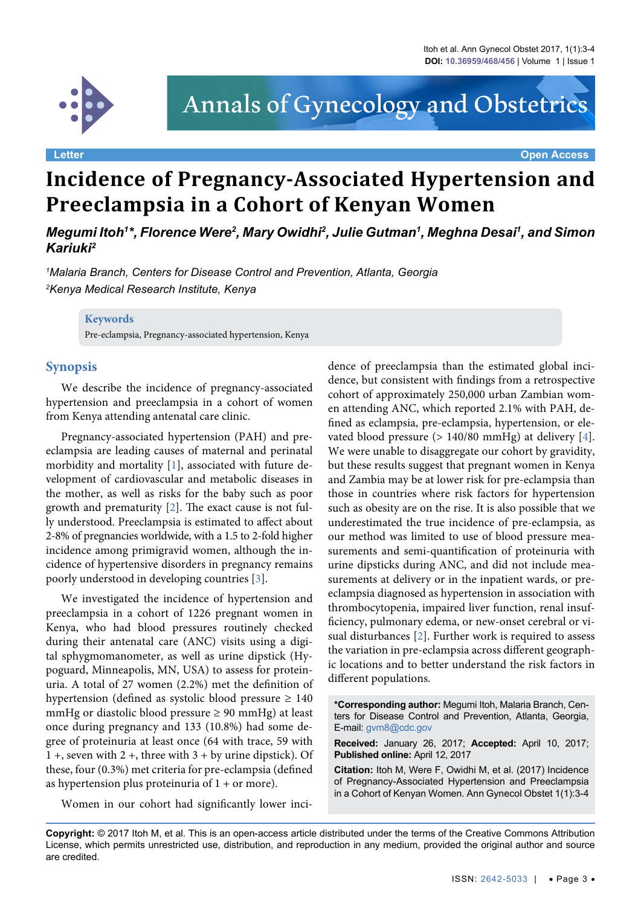Letter

Open Access

# Incidence of Pregnancy-Associated Hypertension and Preeclampsia in a Cohort of Kenyan Women

***Megumi Itoh[1]\*, Florence Were[2], Mary Owidhi[2], Julie Gutman[1], Meghna Desai[1], and Simon Kariuki[2]***

*[1]Malaria Branch, Centers for Disease Control and Prevention, Atlanta, Georgia*

*[2]Kenya Medical Research Institute, Kenya*

**Keywords**

Pre-eclampsia, Pregnancy-associated hypertension, Kenya

## Synopsis

We describe the incidence of pregnancy-associated hypertension and preeclampsia in a cohort of women from Kenya attending antenatal care clinic.

Pregnancy-associated hypertension (PAH) and preeclampsia are leading causes of maternal and perinatal morbidity and mortality [1], associated with future development of cardiovascular and metabolic diseases in the mother, as well as risks for the baby such as poor growth and prematurity [2]. The exact cause is not fully understood. Preeclampsia is estimated to affect about 2-8% of pregnancies worldwide, with a 1.5 to 2-fold higher incidence among primigravid women, although the incidence of hypertensive disorders in pregnancy remains poorly understood in developing countries [3].

We investigated the incidence of hypertension and preeclampsia in a cohort of 1226 pregnant women in Kenya, who had blood pressures routinely checked during their antenatal care (ANC) visits using a digital sphygmomanometer, as well as urine dipstick (Hypoguard, Minneapolis, MN, USA) to assess for proteinuria. A total of 27 women (2.2%) met the definition of hypertension (defined as systolic blood pressure ≥ 140 mmHg or diastolic blood pressure ≥ 90 mmHg) at least once during pregnancy and 133 (10.8%) had some degree of proteinuria at least once (64 with trace, 59 with 1 +, seven with 2 +, three with 3 + by urine dipstick). Of these, four (0.3%) met criteria for pre-eclampsia (defined as hypertension plus proteinuria of 1 + or more).

Women in our cohort had significantly lower incidence of preeclampsia than the estimated global incidence, but consistent with findings from a retrospective cohort of approximately 250,000 urban Zambian women attending ANC, which reported 2.1% with PAH, defined as eclampsia, pre-eclampsia, hypertension, or elevated blood pressure (> 140/80 mmHg) at delivery [4]. We were unable to disaggregate our cohort by gravidity, but these results suggest that pregnant women in Kenya and Zambia may be at lower risk for pre-eclampsia than those in countries where risk factors for hypertension such as obesity are on the rise. It is also possible that we underestimated the true incidence of pre-eclampsia, as our method was limited to use of blood pressure measurements and semi-quantification of proteinuria with urine dipsticks during ANC, and did not include measurements at delivery or in the inpatient wards, or pre-eclampsia diagnosed as hypertension in association with thrombocytopenia, impaired liver function, renal insufficiency, pulmonary edema, or new-onset cerebral or visual disturbances [2]. Further work is required to assess the variation in pre-eclampsia across different geographic locations and to better understand the risk factors in different populations.

**\*Corresponding author:** Megumi Itoh, Malaria Branch, Centers for Disease Control and Prevention, Atlanta, Georgia, E-mail: gvm8@cdc.gov

**Received:** January 26, 2017; **Accepted:** April 10, 2017; **Published online:** April 12, 2017

**Citation:** Itoh M, Were F, Owidhi M, et al. (2017) Incidence of Pregnancy-Associated Hypertension and Preeclampsia in a Cohort of Kenyan Women. Ann Gynecol Obstet 1(1):3-4

**Copyright:** © 2017 Itoh M, et al. This is an open-access article distributed under the terms of the Creative Commons Attribution License, which permits unrestricted use, distribution, and reproduction in any medium, provided the original author and source are credited.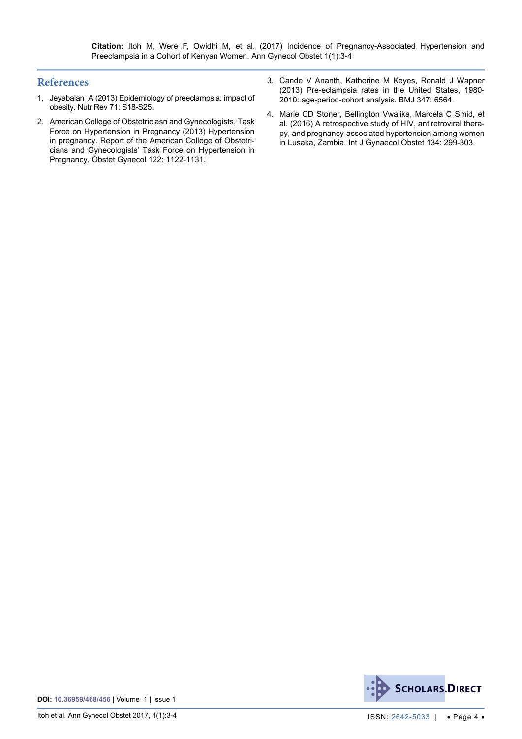## References

1. Jeyabalan A (2013) Epidemiology of preeclampsia: impact of obesity. Nutr Rev 71: S18-S25.
2. American College of Obstetriciasn and Gynecologists, Task Force on Hypertension in Pregnancy (2013) Hypertension in pregnancy. Report of the American College of Obstetricians and Gynecologists' Task Force on Hypertension in Pregnancy. Obstet Gynecol 122: 1122-1131.
3. Cande V Ananth, Katherine M Keyes, Ronald J Wapner (2013) Pre-eclampsia rates in the United States, 1980-2010: age-period-cohort analysis. BMJ 347: 6564.
4. Marie CD Stoner, Bellington Vwalika, Marcela C Smid, et al. (2016) A retrospective study of HIV, antiretroviral therapy, and pregnancy-associated hypertension among women in Lusaka, Zambia. Int J Gynaecol Obstet 134: 299-303.